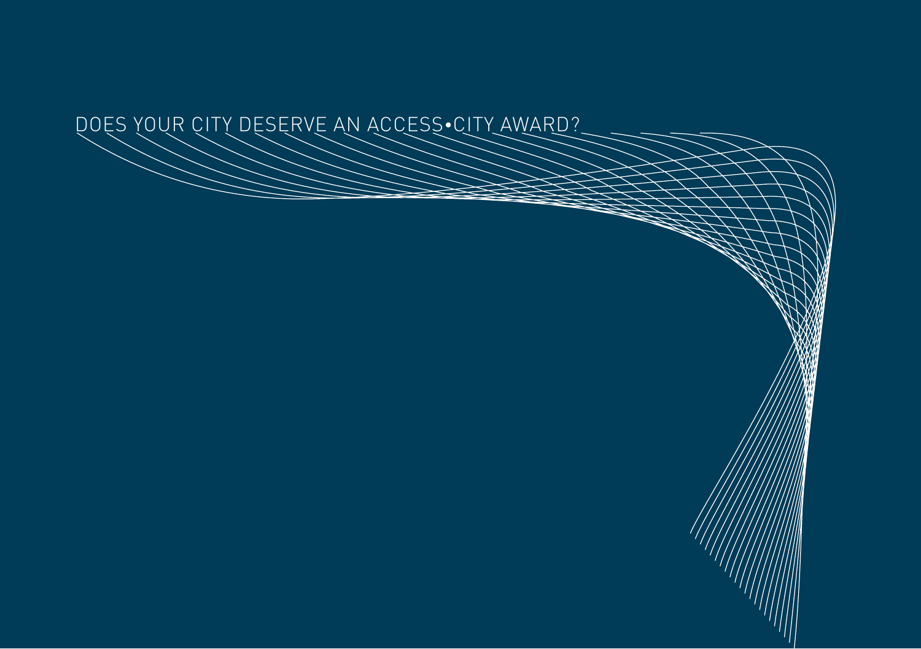# DOES YOUR CITY DESERVE AN ACCESS•CITY AWARD?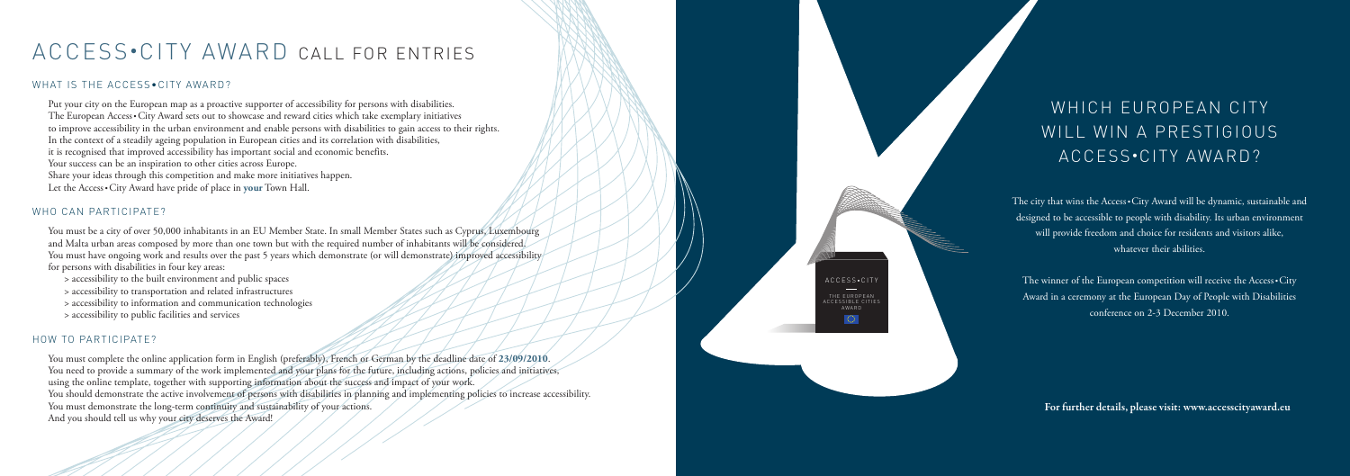# ACCESS•CITY AWARD CALL FOR ENTRIES

## WHAT IS THE ACCESS•CITY AWARD?

Put your city on the European map as a proactive supporter of accessibility for persons with disabilities.
The European Access•City Award sets out to showcase and reward cities which take exemplary initiatives to improve accessibility in the urban environment and enable persons with disabilities to gain access to their rights.
In the context of a steadily ageing population in European cities and its correlation with disabilities, it is recognised that improved accessibility has important social and economic benefits.
Your success can be an inspiration to other cities across Europe.
Share your ideas through this competition and make more initiatives happen.
Let the Access•City Award have pride of place in **your** Town Hall.

## WHO CAN PARTICIPATE?

You must be a city of over 50,000 inhabitants in an EU Member State. In small Member States such as Cyprus, Luxembourg and Malta urban areas composed by more than one town but with the required number of inhabitants will be considered.
You must have ongoing work and results over the past 5 years which demonstrate (or will demonstrate) improved accessibility for persons with disabilities in four key areas:

> accessibility to the built environment and public spaces
> accessibility to transportation and related infrastructures
> accessibility to information and communication technologies
> accessibility to public facilities and services

## HOW TO PARTICIPATE?

You must complete the online application form in English (preferably), French or German by the deadline date of **23/09/2010**.
You need to provide a summary of the work implemented and your plans for the future, including actions, policies and initiatives, using the online template, together with supporting information about the success and impact of your work.
You should demonstrate the active involvement of persons with disabilities in planning and implementing policies to increase accessibility.
You must demonstrate the long-term continuity and sustainability of your actions.
And you should tell us why your city deserves the Award!

ACCESS•CITY

THE EUROPEAN ACCESSIBLE CITIES AWARD

# WHICH EUROPEAN CITY WILL WIN A PRESTIGIOUS ACCESS•CITY AWARD?

The city that wins the Access•City Award will be dynamic, sustainable and designed to be accessible to people with disability. Its urban environment will provide freedom and choice for residents and visitors alike, whatever their abilities.

The winner of the European competition will receive the Access•City Award in a ceremony at the European Day of People with Disabilities conference on 2-3 December 2010.

**For further details, please visit: www.accesscityaward.eu**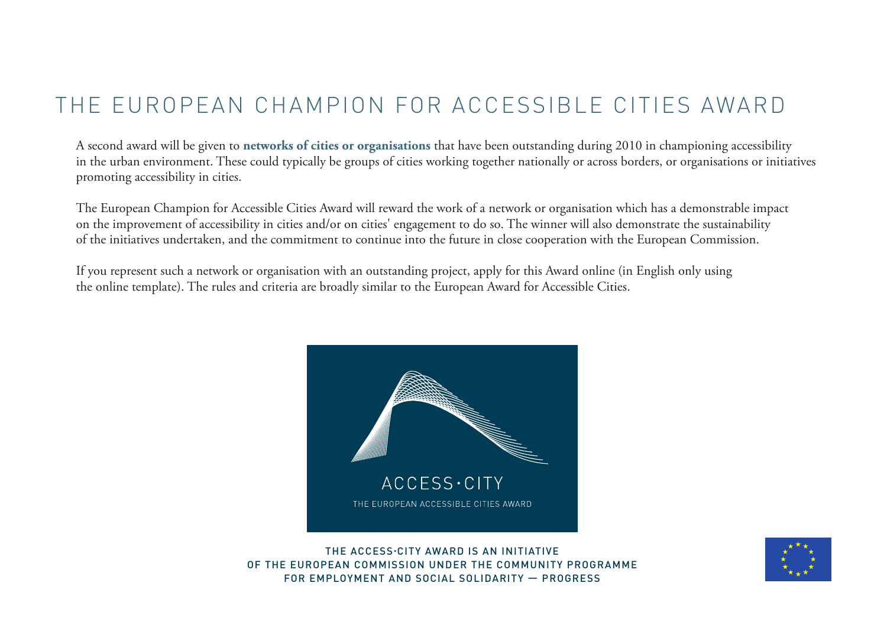# THE EUROPEAN CHAMPION FOR ACCESSIBLE CITIES AWARD

A second award will be given to **networks of cities or organisations** that have been outstanding during 2010 in championing accessibility in the urban environment. These could typically be groups of cities working together nationally or across borders, or organisations or initiatives promoting accessibility in cities.

The European Champion for Accessible Cities Award will reward the work of a network or organisation which has a demonstrable impact on the improvement of accessibility in cities and/or on cities' engagement to do so. The winner will also demonstrate the sustainability of the initiatives undertaken, and the commitment to continue into the future in close cooperation with the European Commission.

If you represent such a network or organisation with an outstanding project, apply for this Award online (in English only using the online template). The rules and criteria are broadly similar to the European Award for Accessible Cities.

ACCESS·CITY

THE EUROPEAN ACCESSIBLE CITIES AWARD

THE ACCESS·CITY AWARD IS AN INITIATIVE OF THE EUROPEAN COMMISSION UNDER THE COMMUNITY PROGRAMME FOR EMPLOYMENT AND SOCIAL SOLIDARITY — PROGRESS